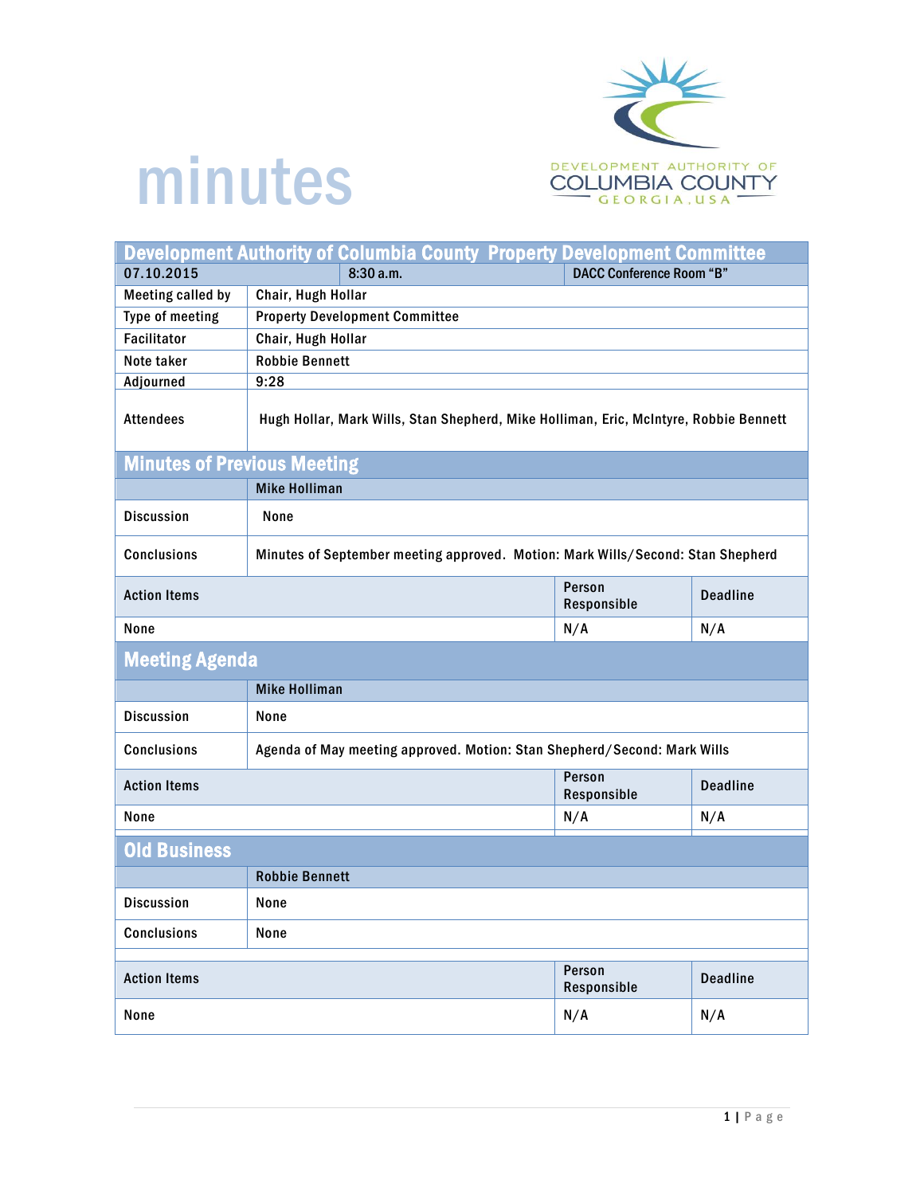# minutes

DEVELOPMENT AUTHORITY OF COLUMBIA COUNTY GEORGIA, USA

## Development Authority of Columbia County Property Development Committee

| 07.10.2015 | 8:30 a.m. | DACC Conference Room "B" |
|---|---|---|

| | |
|---|---|
| Meeting called by | Chair, Hugh Hollar |
| Type of meeting | Property Development Committee |
| Facilitator | Chair, Hugh Hollar |
| Note taker | Robbie Bennett |
| Adjourned | 9:28 |
| Attendees | Hugh Hollar, Mark Wills, Stan Shepherd, Mike Holliman, Eric, McIntyre, Robbie Bennett |

## Minutes of Previous Meeting

| | Mike Holliman |
|---|---|
| Discussion | None |
| Conclusions | Minutes of September meeting approved. Motion: Mark Wills/Second: Stan Shepherd |

| Action Items | Person Responsible | Deadline |
|---|---|---|
| None | N/A | N/A |

## Meeting Agenda

| | Mike Holliman |
|---|---|
| Discussion | None |
| Conclusions | Agenda of May meeting approved. Motion: Stan Shepherd/Second: Mark Wills |

| Action Items | Person Responsible | Deadline |
|---|---|---|
| None | N/A | N/A |

## Old Business

| | Robbie Bennett |
|---|---|
| Discussion | None |
| Conclusions | None |

| Action Items | Person Responsible | Deadline |
|---|---|---|
| None | N/A | N/A |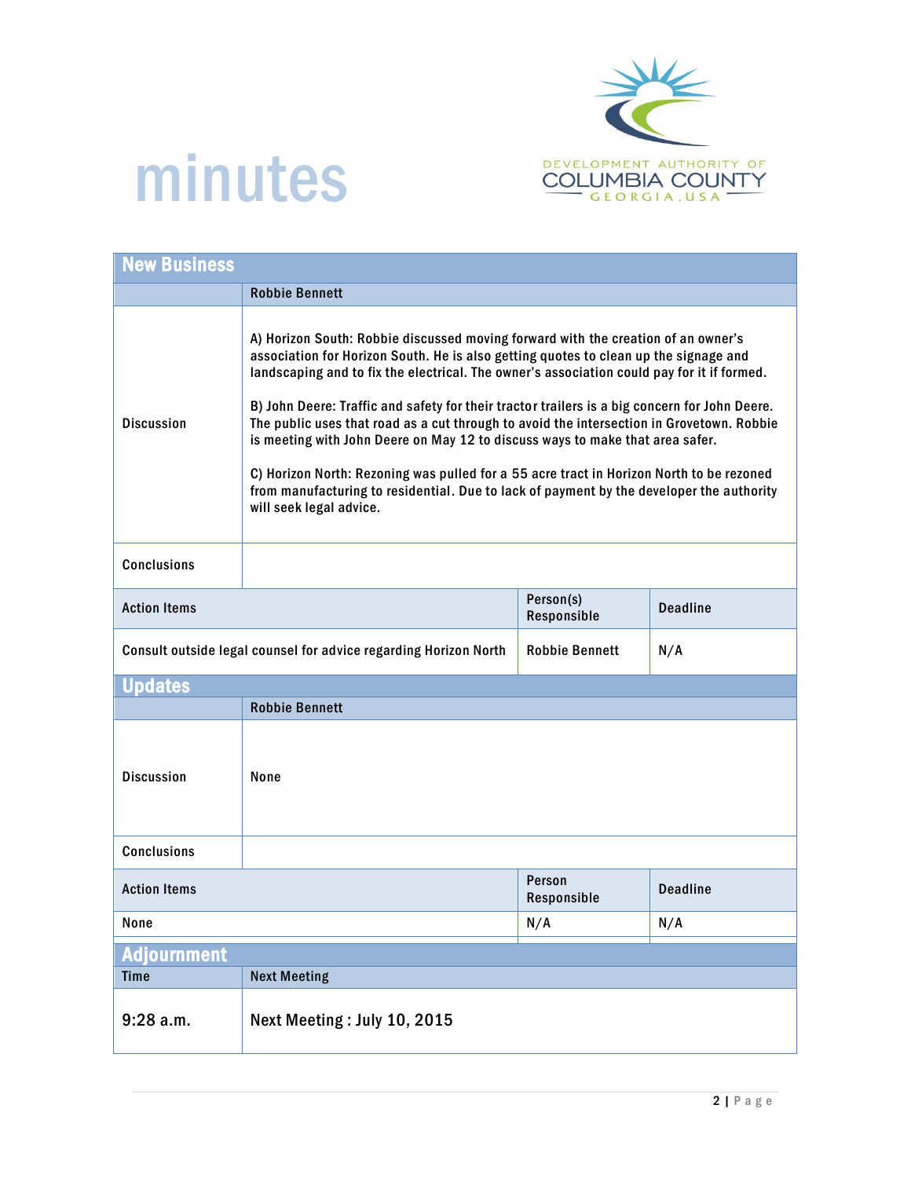# minutes

DEVELOPMENT AUTHORITY OF COLUMBIA COUNTY GEORGIA, USA

## New Business

| | Robbie Bennett | | |
|---|---|---|---|
| Discussion | A) Horizon South: Robbie discussed moving forward with the creation of an owner's association for Horizon South. He is also getting quotes to clean up the signage and landscaping and to fix the electrical. The owner's association could pay for it if formed.<br><br>B) John Deere: Traffic and safety for their tractor trailers is a big concern for John Deere. The public uses that road as a cut through to avoid the intersection in Grovetown. Robbie is meeting with John Deere on May 12 to discuss ways to make that area safer.<br><br>C) Horizon North: Rezoning was pulled for a 55 acre tract in Horizon North to be rezoned from manufacturing to residential. Due to lack of payment by the developer the authority will seek legal advice. | | |
| Conclusions | | | |
| Action Items | | Person(s) Responsible | Deadline |
| Consult outside legal counsel for advice regarding Horizon North | | Robbie Bennett | N/A |

## Updates

| | Robbie Bennett | | |
|---|---|---|---|
| Discussion | None | | |
| Conclusions | | | |
| Action Items | | Person Responsible | Deadline |
| None | | N/A | N/A |

## Adjournment

| Time | Next Meeting |
|---|---|
| 9:28 a.m. | Next Meeting : July 10, 2015 |